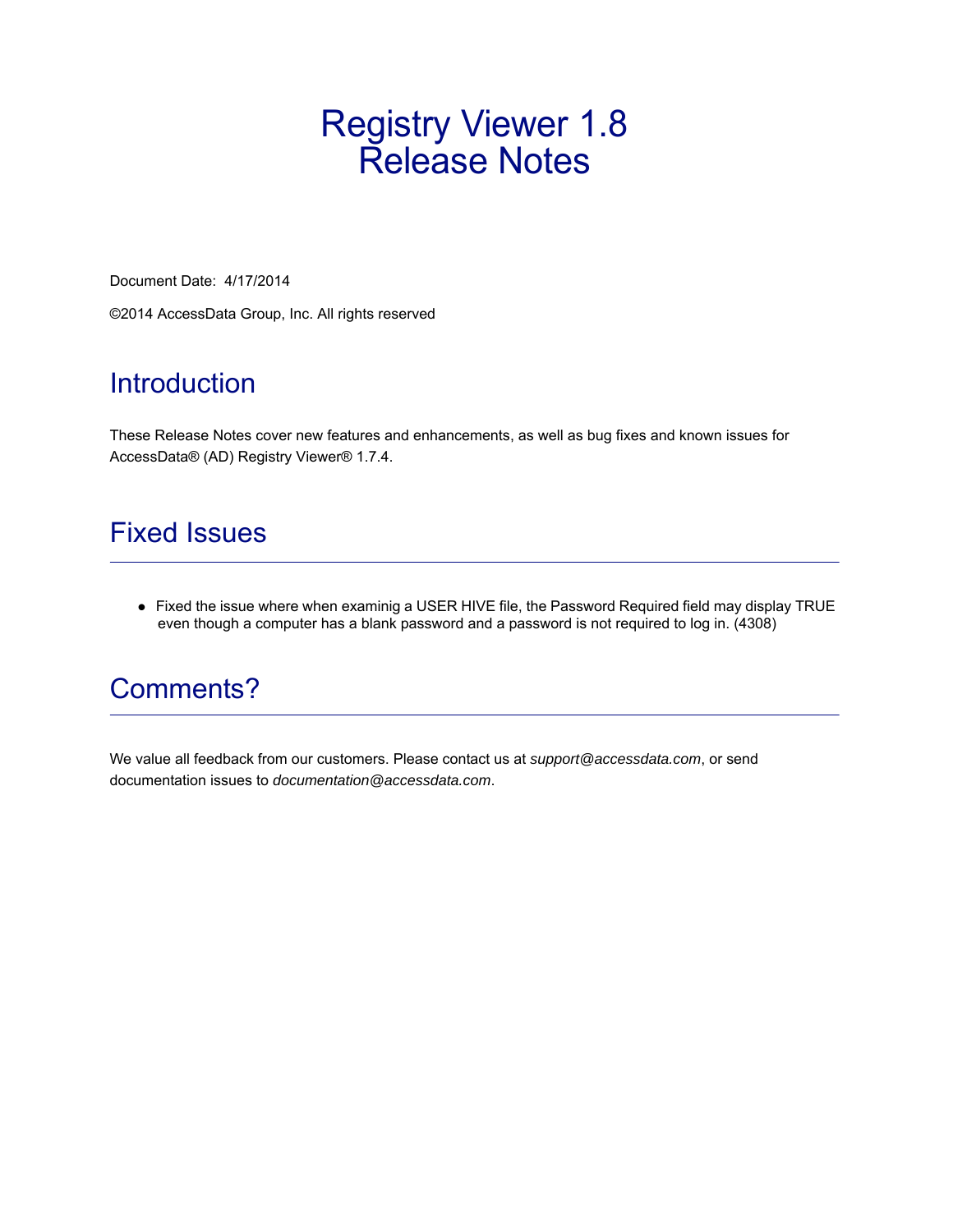# Registry Viewer 1.8
# Release Notes

Document Date: 4/17/2014

©2014 AccessData Group, Inc. All rights reserved

## Introduction

These Release Notes cover new features and enhancements, as well as bug fixes and known issues for AccessData® (AD) Registry Viewer® 1.7.4.

## Fixed Issues

- Fixed the issue where when examinig a USER HIVE file, the Password Required field may display TRUE even though a computer has a blank password and a password is not required to log in. (4308)

## Comments?

We value all feedback from our customers. Please contact us at *support@accessdata.com*, or send documentation issues to *documentation@accessdata.com*.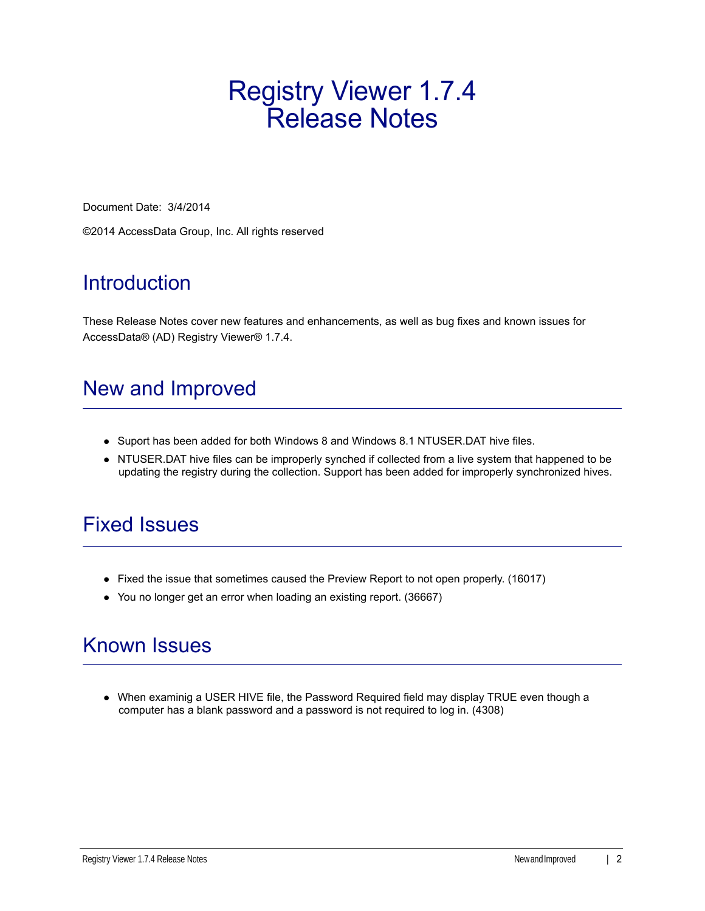# Registry Viewer 1.7.4 Release Notes

Document Date: 3/4/2014

©2014 AccessData Group, Inc. All rights reserved

## Introduction

These Release Notes cover new features and enhancements, as well as bug fixes and known issues for AccessData® (AD) Registry Viewer® 1.7.4.

## New and Improved

- Suport has been added for both Windows 8 and Windows 8.1 NTUSER.DAT hive files.
- NTUSER.DAT hive files can be improperly synched if collected from a live system that happened to be updating the registry during the collection. Support has been added for improperly synchronized hives.

## Fixed Issues

- Fixed the issue that sometimes caused the Preview Report to not open properly. (16017)
- You no longer get an error when loading an existing report. (36667)

## Known Issues

- When examinig a USER HIVE file, the Password Required field may display TRUE even though a computer has a blank password and a password is not required to log in. (4308)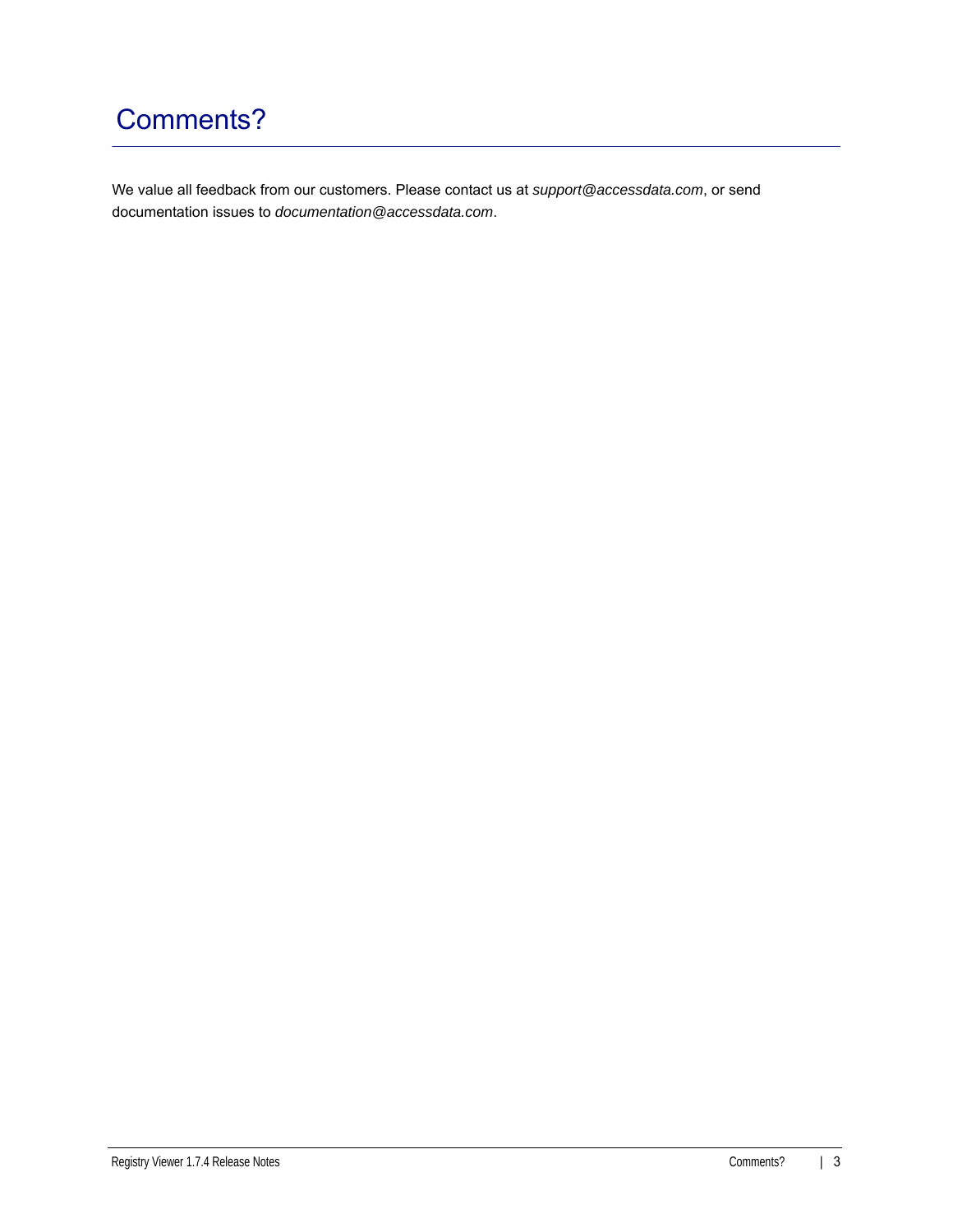# Comments?

We value all feedback from our customers. Please contact us at *support@accessdata.com*, or send documentation issues to *documentation@accessdata.com*.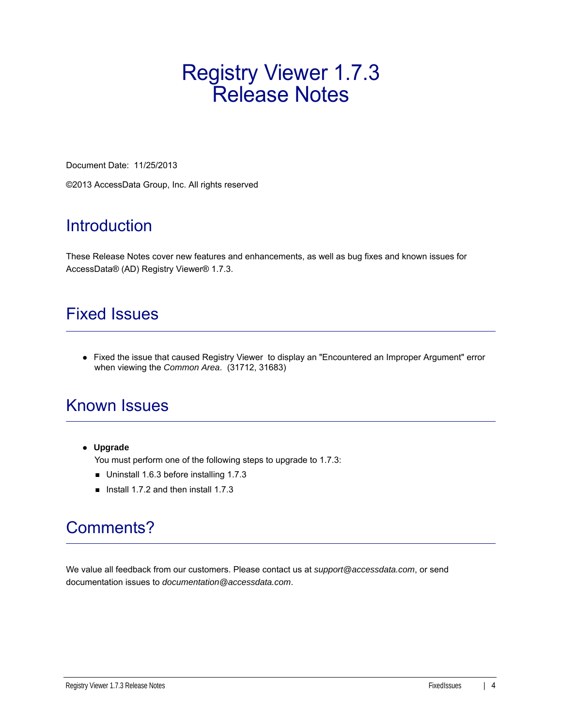# Registry Viewer 1.7.3 Release Notes

Document Date: 11/25/2013

©2013 AccessData Group, Inc. All rights reserved

## Introduction

These Release Notes cover new features and enhancements, as well as bug fixes and known issues for AccessData® (AD) Registry Viewer® 1.7.3.

## Fixed Issues

- Fixed the issue that caused Registry Viewer to display an "Encountered an Improper Argument" error when viewing the *Common Area*. (31712, 31683)

## Known Issues

- **Upgrade**

  You must perform one of the following steps to upgrade to 1.7.3:

  - Uninstall 1.6.3 before installing 1.7.3
  - Install 1.7.2 and then install 1.7.3

## Comments?

We value all feedback from our customers. Please contact us at *support@accessdata.com*, or send documentation issues to *documentation@accessdata.com*.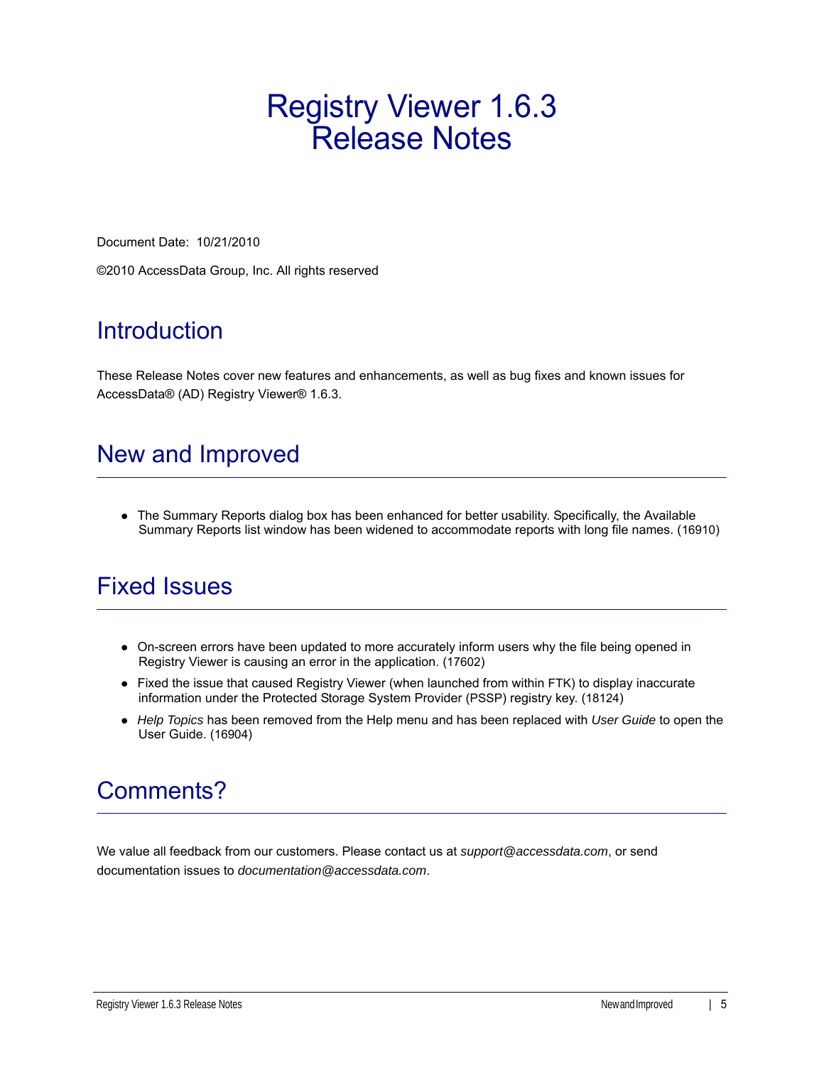# Registry Viewer 1.6.3 Release Notes

Document Date: 10/21/2010

©2010 AccessData Group, Inc. All rights reserved

## Introduction

These Release Notes cover new features and enhancements, as well as bug fixes and known issues for AccessData® (AD) Registry Viewer® 1.6.3.

## New and Improved

- The Summary Reports dialog box has been enhanced for better usability. Specifically, the Available Summary Reports list window has been widened to accommodate reports with long file names. (16910)

## Fixed Issues

- On-screen errors have been updated to more accurately inform users why the file being opened in Registry Viewer is causing an error in the application. (17602)
- Fixed the issue that caused Registry Viewer (when launched from within FTK) to display inaccurate information under the Protected Storage System Provider (PSSP) registry key. (18124)
- *Help Topics* has been removed from the Help menu and has been replaced with *User Guide* to open the User Guide. (16904)

## Comments?

We value all feedback from our customers. Please contact us at *support@accessdata.com*, or send documentation issues to *documentation@accessdata.com*.